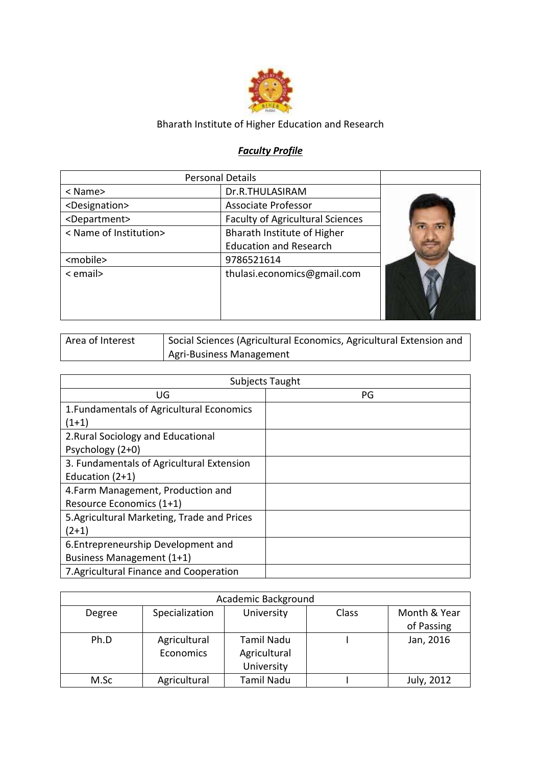Bharath Institute of Higher Education and Research

## *Faculty Profile*

| Personal Details | |
|---|---|
| < Name> | Dr.R.THULASIRAM |
| <Designation> | Associate Professor |
| <Department> | Faculty of Agricultural Sciences |
| < Name of Institution> | Bharath Institute of Higher Education and Research |
| <mobile> | 9786521614 |
| < email> | thulasi.economics@gmail.com |

| Area of Interest | Social Sciences (Agricultural Economics, Agricultural Extension and Agri-Business Management |
|---|---|

| Subjects Taught | |
|---|---|
| UG | PG |
| 1.Fundamentals of Agricultural Economics (1+1) | |
| 2.Rural Sociology and Educational Psychology (2+0) | |
| 3. Fundamentals of Agricultural Extension Education (2+1) | |
| 4.Farm Management, Production and Resource Economics (1+1) | |
| 5.Agricultural Marketing, Trade and Prices (2+1) | |
| 6.Entrepreneurship Development and Business Management (1+1) | |
| 7.Agricultural Finance and Cooperation | |

| Academic Background | | | | |
|---|---|---|---|---|
| Degree | Specialization | University | Class | Month & Year of Passing |
| Ph.D | Agricultural Economics | Tamil Nadu Agricultural University | I | Jan, 2016 |
| M.Sc | Agricultural | Tamil Nadu | I | July, 2012 |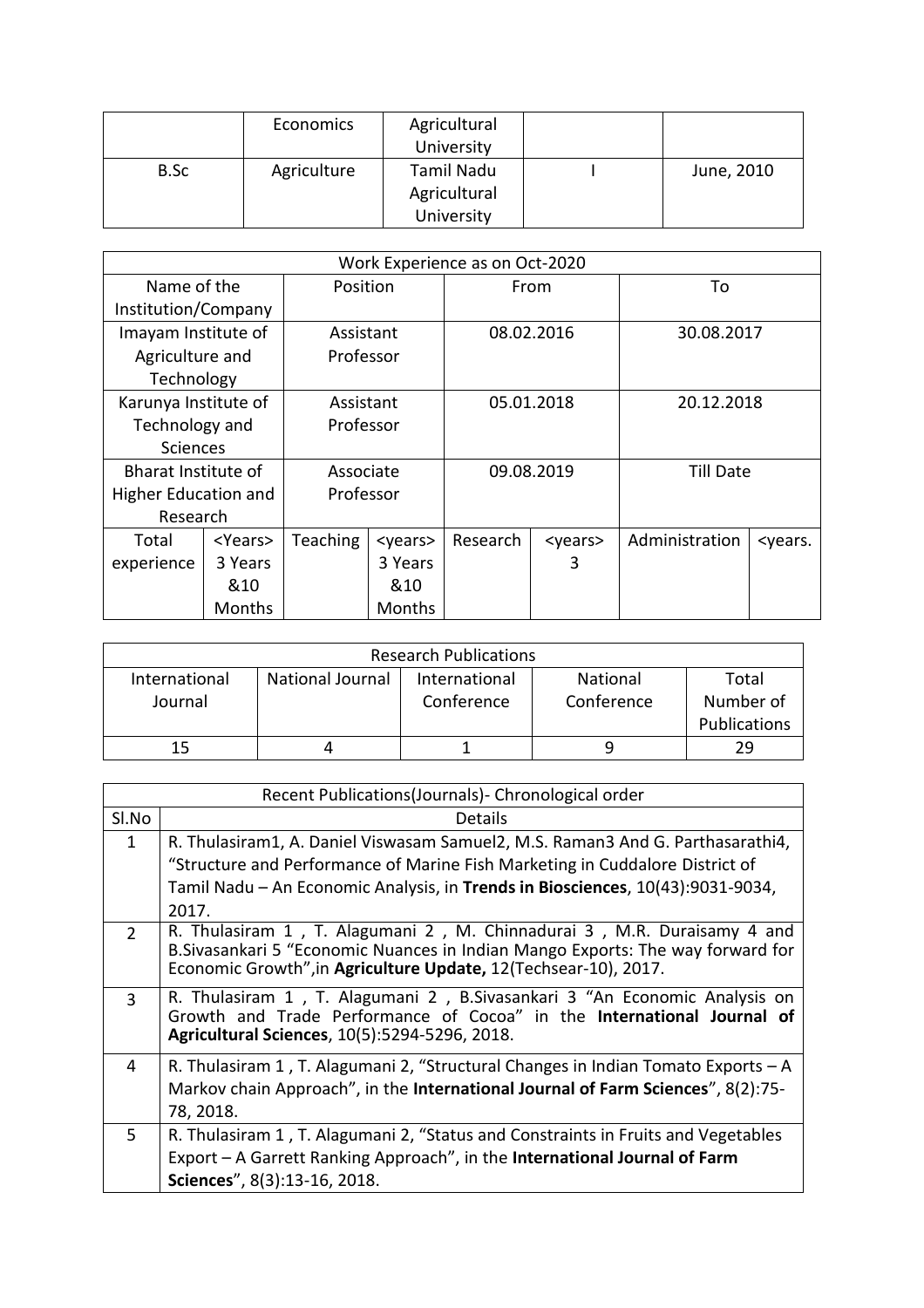|  | Economics | Agricultural University |  |  |
|---|---|---|---|---|
| B.Sc | Agriculture | Tamil Nadu Agricultural University | I | June, 2010 |

| Work Experience as on Oct-2020 | | | | | | | |
|---|---|---|---|---|---|---|---|
| Name of the Institution/Company | | Position | | From | | To | |
| Imayam Institute of Agriculture and Technology | | Assistant Professor | | 08.02.2016 | | 30.08.2017 | |
| Karunya Institute of Technology and Sciences | | Assistant Professor | | 05.01.2018 | | 20.12.2018 | |
| Bharat Institute of Higher Education and Research | | Associate Professor | | 09.08.2019 | | Till Date | |
| Total experience | <Years> 3 Years &10 Months | Teaching | <years> 3 Years &10 Months | Research | <years> 3 | Administration | <years. |

| Research Publications | | | | |
|---|---|---|---|---|
| International Journal | National Journal | International Conference | National Conference | Total Number of Publications |
| 15 | 4 | 1 | 9 | 29 |

| Recent Publications(Journals)- Chronological order | |
|---|---|
| Sl.No | Details |
| 1 | R. Thulasiram1, A. Daniel Viswasam Samuel2, M.S. Raman3 And G. Parthasarathi4, "Structure and Performance of Marine Fish Marketing in Cuddalore District of Tamil Nadu – An Economic Analysis, in **Trends in Biosciences**, 10(43):9031-9034, 2017. |
| 2 | R. Thulasiram 1 , T. Alagumani 2 , M. Chinnadurai 3 , M.R. Duraisamy 4 and B.Sivasankari 5 "Economic Nuances in Indian Mango Exports: The way forward for Economic Growth",in **Agriculture Update,** 12(Techsear-10), 2017. |
| 3 | R. Thulasiram 1 , T. Alagumani 2 , B.Sivasankari 3 "An Economic Analysis on Growth and Trade Performance of Cocoa" in the **International Journal of Agricultural Sciences**, 10(5):5294-5296, 2018. |
| 4 | R. Thulasiram 1 , T. Alagumani 2, "Structural Changes in Indian Tomato Exports – A Markov chain Approach", in the **International Journal of Farm Sciences**", 8(2):75-78, 2018. |
| 5 | R. Thulasiram 1 , T. Alagumani 2, "Status and Constraints in Fruits and Vegetables Export – A Garrett Ranking Approach", in the **International Journal of Farm Sciences**", 8(3):13-16, 2018. |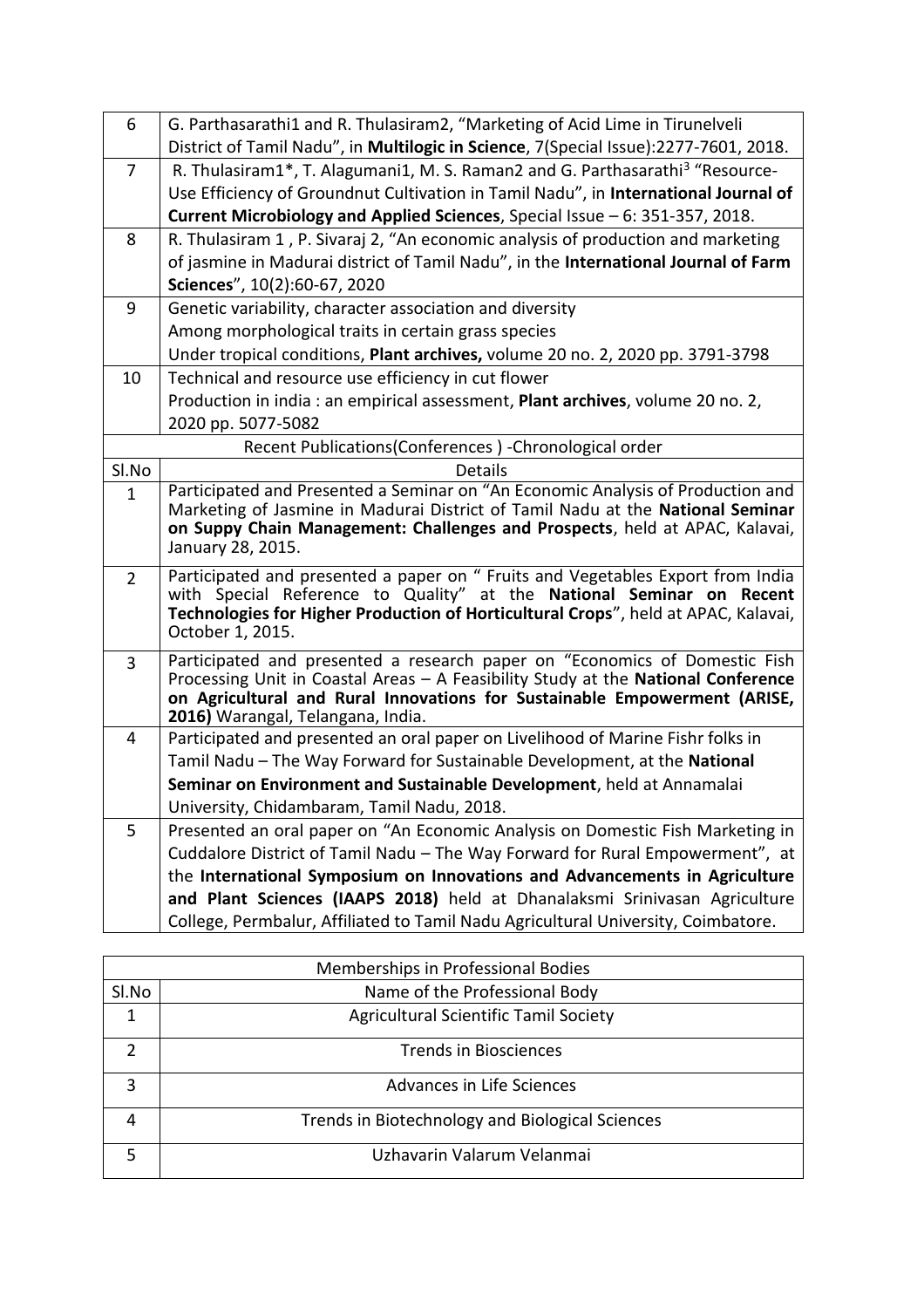| 6 | G. Parthasarathi1 and R. Thulasiram2, "Marketing of Acid Lime in Tirunelveli District of Tamil Nadu", in **Multilogic in Science**, 7(Special Issue):2277-7601, 2018. |
|---|---|
| 7 | R. Thulasiram1*, T. Alagumani1, M. S. Raman2 and G. Parthasarathi[3] "Resource-Use Efficiency of Groundnut Cultivation in Tamil Nadu", in **International Journal of Current Microbiology and Applied Sciences**, Special Issue – 6: 351-357, 2018. |
| 8 | R. Thulasiram 1 , P. Sivaraj 2, "An economic analysis of production and marketing of jasmine in Madurai district of Tamil Nadu", in the **International Journal of Farm Sciences**", 10(2):60-67, 2020 |
| 9 | Genetic variability, character association and diversity Among morphological traits in certain grass species Under tropical conditions, **Plant archives,** volume 20 no. 2, 2020 pp. 3791-3798 |
| 10 | Technical and resource use efficiency in cut flower Production in india : an empirical assessment, **Plant archives**, volume 20 no. 2, 2020 pp. 5077-5082 |

| Recent Publications(Conferences ) -Chronological order | |
|---|---|
| Sl.No | Details |
| 1 | Participated and Presented a Seminar on "An Economic Analysis of Production and Marketing of Jasmine in Madurai District of Tamil Nadu at the **National Seminar on Suppy Chain Management: Challenges and Prospects**, held at APAC, Kalavai, January 28, 2015. |
| 2 | Participated and presented a paper on " Fruits and Vegetables Export from India with Special Reference to Quality" at the **National Seminar on Recent Technologies for Higher Production of Horticultural Crops**", held at APAC, Kalavai, October 1, 2015. |
| 3 | Participated and presented a research paper on "Economics of Domestic Fish Processing Unit in Coastal Areas – A Feasibility Study at the **National Conference on Agricultural and Rural Innovations for Sustainable Empowerment (ARISE, 2016)** Warangal, Telangana, India. |
| 4 | Participated and presented an oral paper on Livelihood of Marine Fishr folks in Tamil Nadu – The Way Forward for Sustainable Development, at the **National Seminar on Environment and Sustainable Development**, held at Annamalai University, Chidambaram, Tamil Nadu, 2018. |
| 5 | Presented an oral paper on "An Economic Analysis on Domestic Fish Marketing in Cuddalore District of Tamil Nadu – The Way Forward for Rural Empowerment", at the **International Symposium on Innovations and Advancements in Agriculture and Plant Sciences (IAAPS 2018)** held at Dhanalaksmi Srinivasan Agriculture College, Permbalur, Affiliated to Tamil Nadu Agricultural University, Coimbatore. |

| Memberships in Professional Bodies | |
|---|---|
| Sl.No | Name of the Professional Body |
| 1 | Agricultural Scientific Tamil Society |
| 2 | Trends in Biosciences |
| 3 | Advances in Life Sciences |
| 4 | Trends in Biotechnology and Biological Sciences |
| 5 | Uzhavarin Valarum Velanmai |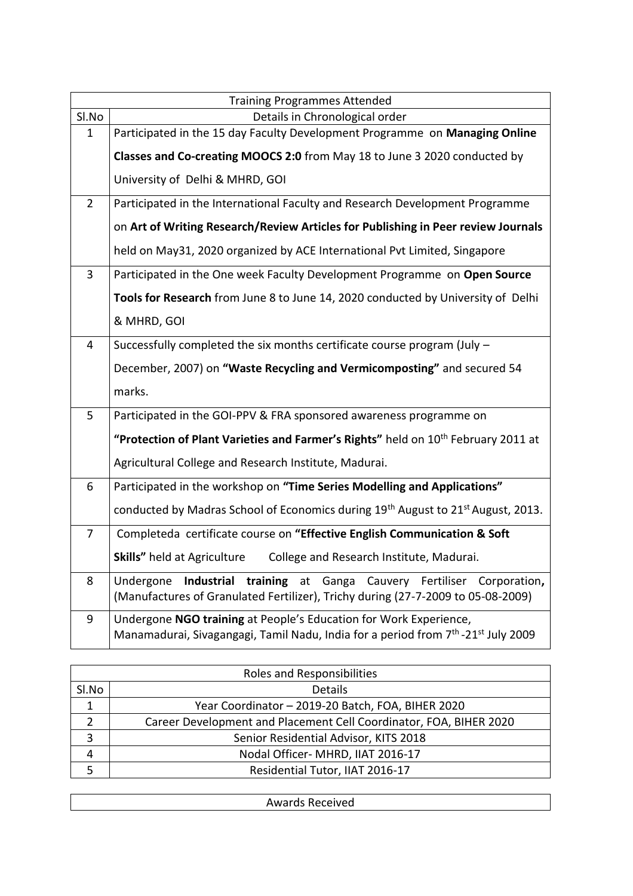| Training Programmes Attended | |
|---|---|
| Sl.No | Details in Chronological order |
| 1 | Participated in the 15 day Faculty Development Programme on **Managing Online Classes and Co-creating MOOCS 2:0** from May 18 to June 3 2020 conducted by University of Delhi & MHRD, GOI |
| 2 | Participated in the International Faculty and Research Development Programme on **Art of Writing Research/Review Articles for Publishing in Peer review Journals** held on May31, 2020 organized by ACE International Pvt Limited, Singapore |
| 3 | Participated in the One week Faculty Development Programme on **Open Source Tools for Research** from June 8 to June 14, 2020 conducted by University of Delhi & MHRD, GOI |
| 4 | Successfully completed the six months certificate course program (July – December, 2007) on **"Waste Recycling and Vermicomposting"** and secured 54 marks. |
| 5 | Participated in the GOI-PPV & FRA sponsored awareness programme on **"Protection of Plant Varieties and Farmer's Rights"** held on 10th February 2011 at Agricultural College and Research Institute, Madurai. |
| 6 | Participated in the workshop on **"Time Series Modelling and Applications"** conducted by Madras School of Economics during 19th August to 21st August, 2013. |
| 7 | Completeda certificate course on **"Effective English Communication & Soft Skills"** held at Agriculture College and Research Institute, Madurai. |
| 8 | Undergone **Industrial training** at Ganga Cauvery Fertiliser Corporation**,** (Manufactures of Granulated Fertilizer), Trichy during (27-7-2009 to 05-08-2009) |
| 9 | Undergone **NGO training** at People's Education for Work Experience, Manamadurai, Sivagangagi, Tamil Nadu, India for a period from 7th -21st July 2009 |

| Roles and Responsibilities | |
|---|---|
| Sl.No | Details |
| 1 | Year Coordinator – 2019-20 Batch, FOA, BIHER 2020 |
| 2 | Career Development and Placement Cell Coordinator, FOA, BIHER 2020 |
| 3 | Senior Residential Advisor, KITS 2018 |
| 4 | Nodal Officer- MHRD, IIAT 2016-17 |
| 5 | Residential Tutor, IIAT 2016-17 |

| Awards Received |
|---|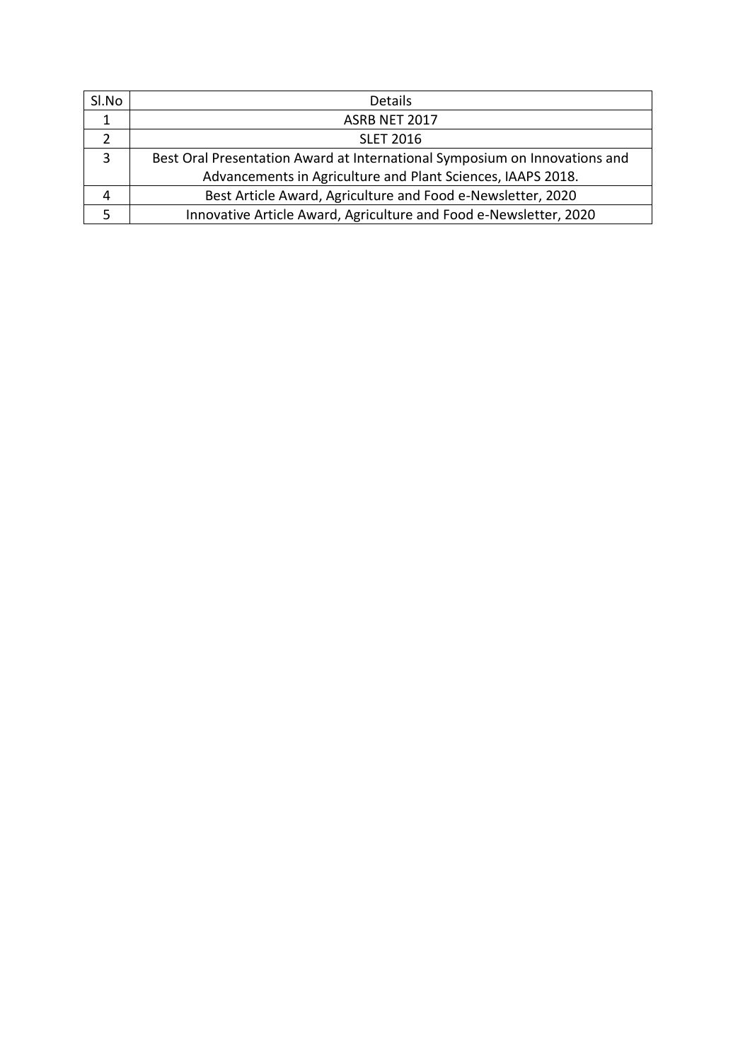| Sl.No | Details |
|---|---|
| 1 | ASRB NET 2017 |
| 2 | SLET 2016 |
| 3 | Best Oral Presentation Award at International Symposium on Innovations and Advancements in Agriculture and Plant Sciences, IAAPS 2018. |
| 4 | Best Article Award, Agriculture and Food e-Newsletter, 2020 |
| 5 | Innovative Article Award, Agriculture and Food e-Newsletter, 2020 |